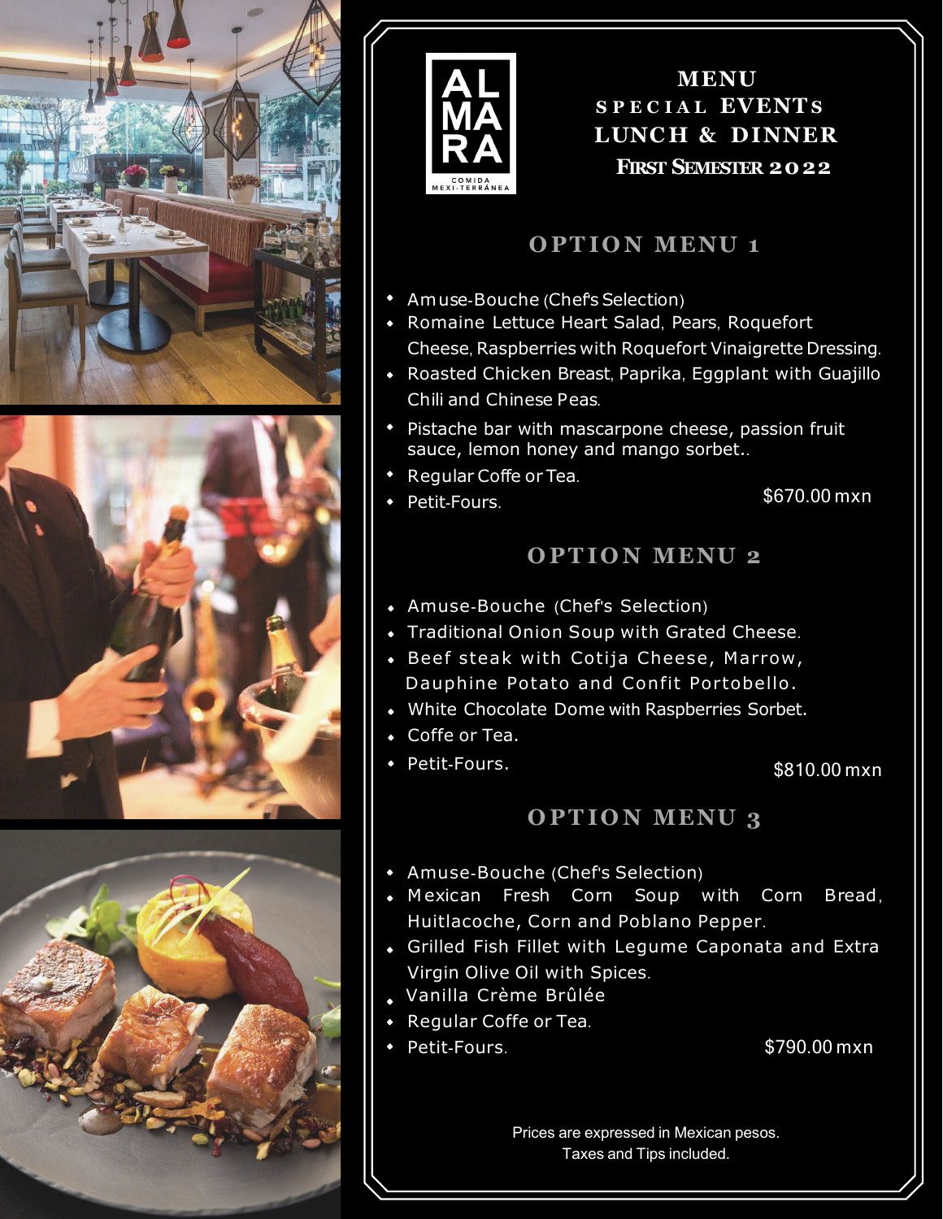ALMARA
COMIDA MEXI-TERRÁNEA

# MENU SPECIAL EVENTS LUNCH & DINNER FIRST SEMESTER 2022

## OPTION MENU 1

- Amuse-Bouche (Chef's Selection)
- Romaine Lettuce Heart Salad, Pears, Roquefort Cheese, Raspberries with Roquefort Vinaigrette Dressing.
- Roasted Chicken Breast, Paprika, Eggplant with Guajillo Chili and Chinese Peas.
- Pistache bar with mascarpone cheese, passion fruit sauce, lemon honey and mango sorbet..
- Regular Coffe or Tea.
- Petit-Fours.

$670.00 mxn

## OPTION MENU 2

- Amuse-Bouche (Chef's Selection)
- Traditional Onion Soup with Grated Cheese.
- Beef steak with Cotija Cheese, Marrow, Dauphine Potato and Confit Portobello.
- White Chocolate Dome with Raspberries Sorbet.
- Coffe or Tea.
- Petit-Fours.

$810.00 mxn

## OPTION MENU 3

- Amuse-Bouche (Chef's Selection)
- Mexican Fresh Corn Soup with Corn Bread, Huitlacoche, Corn and Poblano Pepper.
- Grilled Fish Fillet with Legume Caponata and Extra Virgin Olive Oil with Spices.
- Vanilla Crème Brûlée
- Regular Coffe or Tea.
- Petit-Fours.

$790.00 mxn

Prices are expressed in Mexican pesos.
Taxes and Tips included.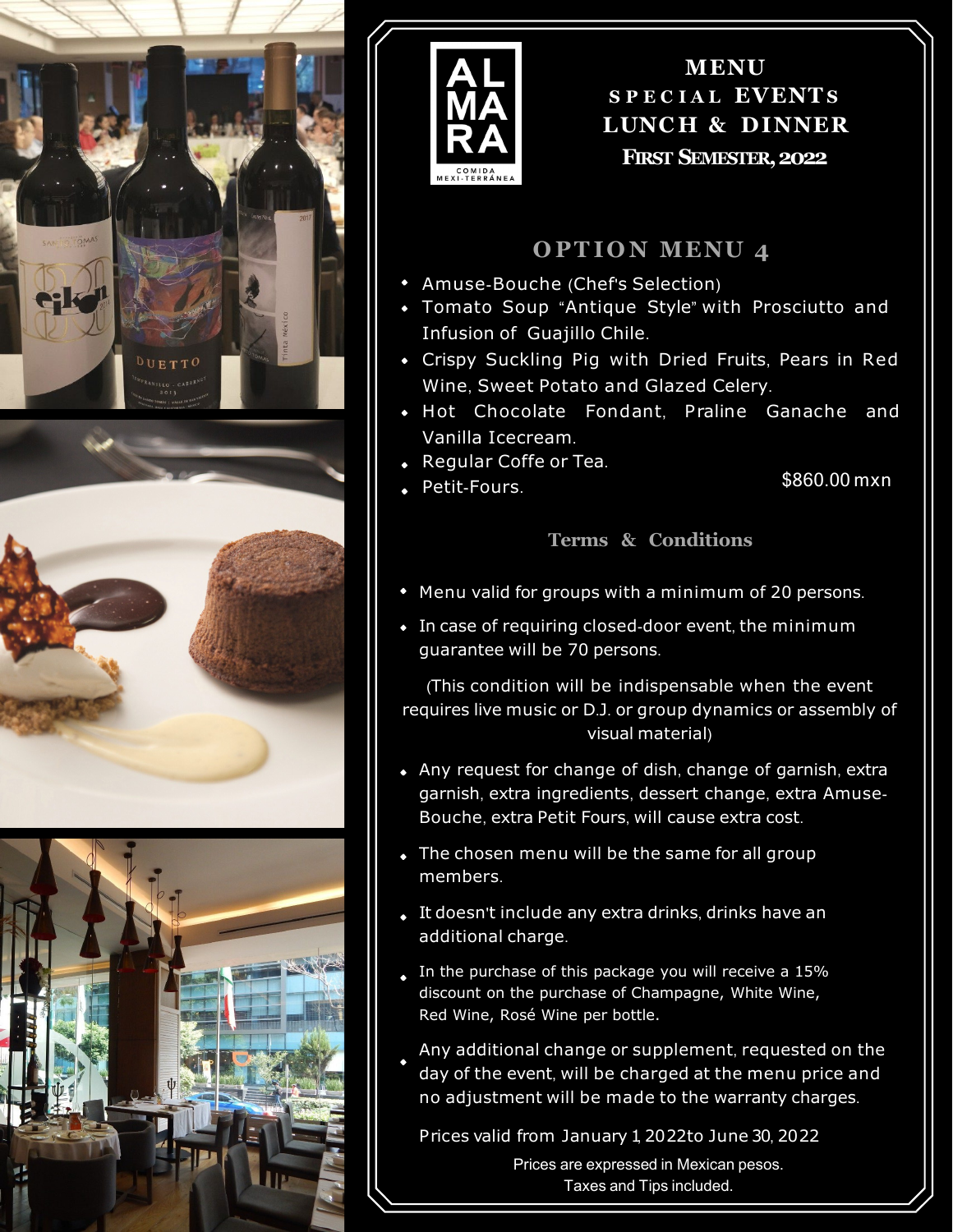ALMARA
COMIDA MEXI-TERRÁNEA

# MENU
## SPECIAL EVENTS
## LUNCH & DINNER
## FIRST SEMESTER, 2022

## OPTION MENU 4

- Amuse-Bouche (Chef's Selection)
- Tomato Soup "Antique Style" with Prosciutto and Infusion of Guajillo Chile.
- Crispy Suckling Pig with Dried Fruits, Pears in Red Wine, Sweet Potato and Glazed Celery.
- Hot Chocolate Fondant, Praline Ganache and Vanilla Icecream.
- Regular Coffe or Tea.
- Petit-Fours.

$860.00 mxn

### Terms & Conditions

- Menu valid for groups with a minimum of 20 persons.
- In case of requiring closed-door event, the minimum guarantee will be 70 persons.

(This condition will be indispensable when the event requires live music or D.J. or group dynamics or assembly of visual material)

- Any request for change of dish, change of garnish, extra garnish, extra ingredients, dessert change, extra Amuse-Bouche, extra Petit Fours, will cause extra cost.
- The chosen menu will be the same for all group members.
- It doesn't include any extra drinks, drinks have an additional charge.
- In the purchase of this package you will receive a 15% discount on the purchase of Champagne, White Wine, Red Wine, Rosé Wine per bottle.
- Any additional change or supplement, requested on the day of the event, will be charged at the menu price and no adjustment will be made to the warranty charges.

Prices valid from January 1, 2022to June 30, 2022

Prices are expressed in Mexican pesos.
Taxes and Tips included.